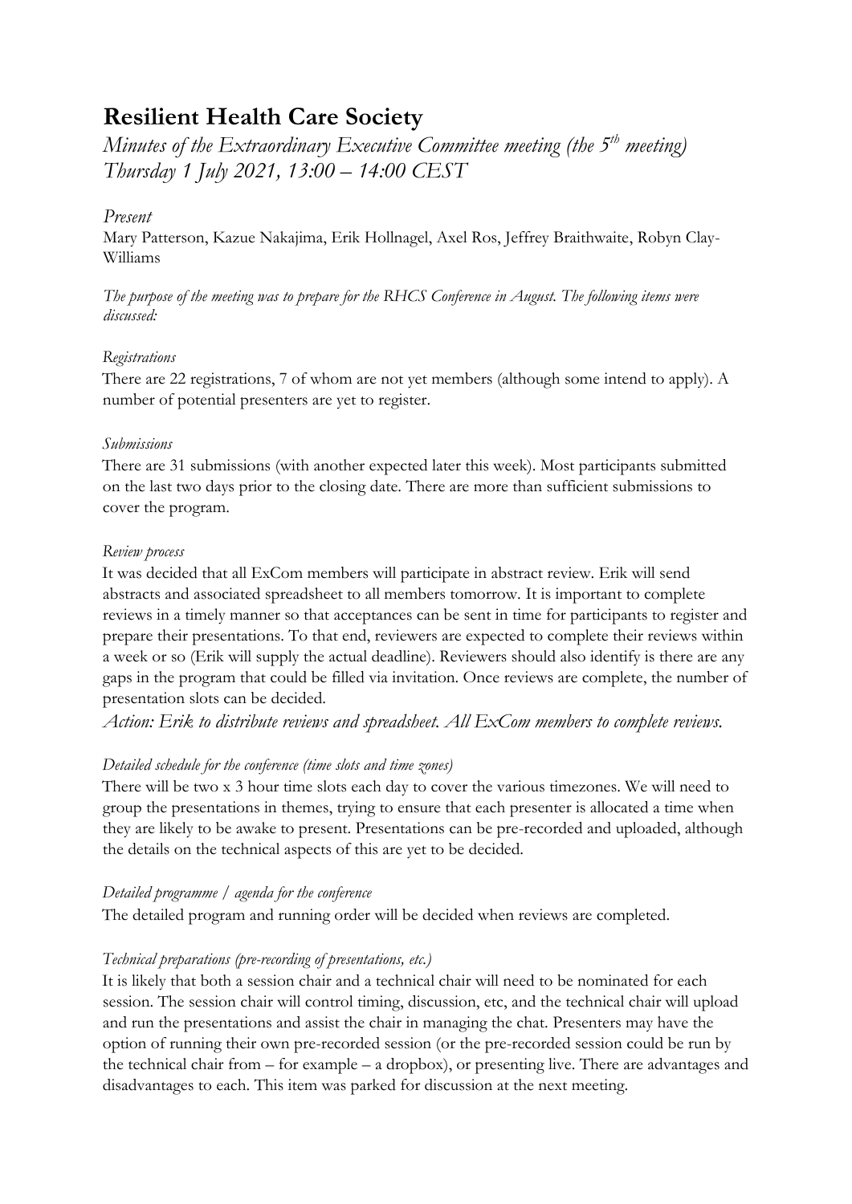# Resilient Health Care Society

*Minutes of the Extraordinary Executive Committee meeting (the 5th meeting)*
*Thursday 1 July 2021, 13:00 – 14:00 CEST*

*Present*

Mary Patterson, Kazue Nakajima, Erik Hollnagel, Axel Ros, Jeffrey Braithwaite, Robyn Clay-Williams

*The purpose of the meeting was to prepare for the RHCS Conference in August. The following items were discussed:*

*Registrations*

There are 22 registrations, 7 of whom are not yet members (although some intend to apply). A number of potential presenters are yet to register.

*Submissions*

There are 31 submissions (with another expected later this week). Most participants submitted on the last two days prior to the closing date. There are more than sufficient submissions to cover the program.

*Review process*

It was decided that all ExCom members will participate in abstract review. Erik will send abstracts and associated spreadsheet to all members tomorrow. It is important to complete reviews in a timely manner so that acceptances can be sent in time for participants to register and prepare their presentations. To that end, reviewers are expected to complete their reviews within a week or so (Erik will supply the actual deadline). Reviewers should also identify is there are any gaps in the program that could be filled via invitation. Once reviews are complete, the number of presentation slots can be decided.

*Action: Erik to distribute reviews and spreadsheet. All ExCom members to complete reviews.*

*Detailed schedule for the conference (time slots and time zones)*

There will be two x 3 hour time slots each day to cover the various timezones. We will need to group the presentations in themes, trying to ensure that each presenter is allocated a time when they are likely to be awake to present. Presentations can be pre-recorded and uploaded, although the details on the technical aspects of this are yet to be decided.

*Detailed programme / agenda for the conference*

The detailed program and running order will be decided when reviews are completed.

*Technical preparations (pre-recording of presentations, etc.)*

It is likely that both a session chair and a technical chair will need to be nominated for each session. The session chair will control timing, discussion, etc, and the technical chair will upload and run the presentations and assist the chair in managing the chat. Presenters may have the option of running their own pre-recorded session (or the pre-recorded session could be run by the technical chair from – for example – a dropbox), or presenting live. There are advantages and disadvantages to each. This item was parked for discussion at the next meeting.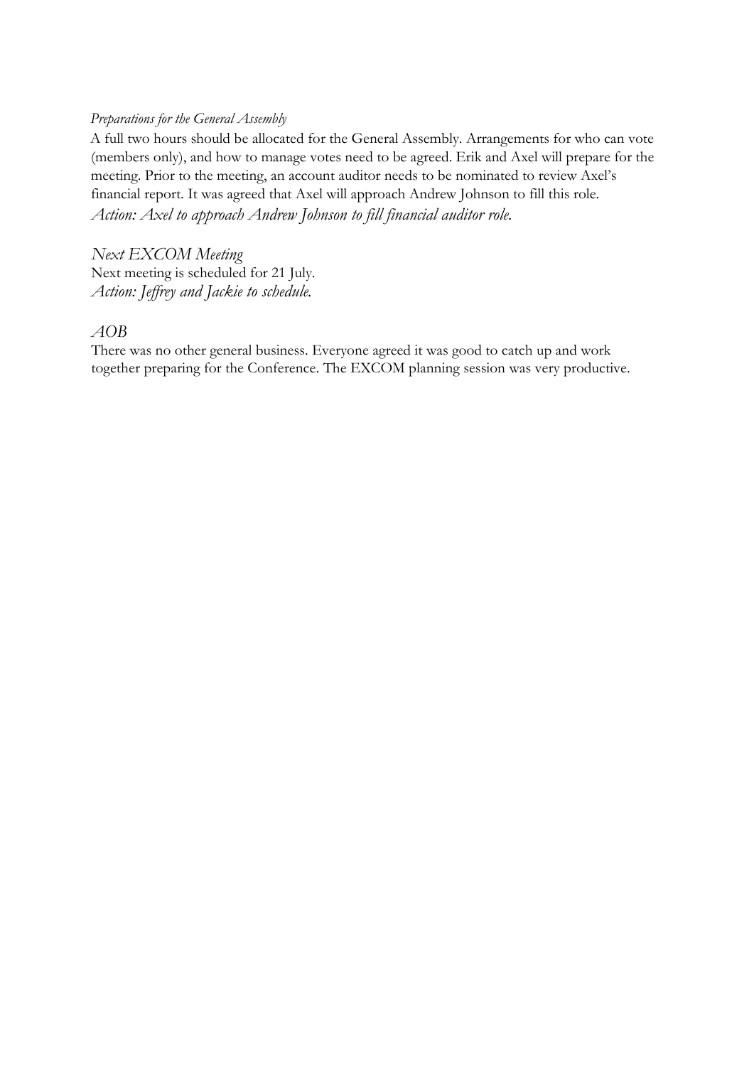*Preparations for the General Assembly*

A full two hours should be allocated for the General Assembly. Arrangements for who can vote (members only), and how to manage votes need to be agreed. Erik and Axel will prepare for the meeting. Prior to the meeting, an account auditor needs to be nominated to review Axel's financial report. It was agreed that Axel will approach Andrew Johnson to fill this role.

*Action: Axel to approach Andrew Johnson to fill financial auditor role.*

*Next EXCOM Meeting*

Next meeting is scheduled for 21 July.

*Action: Jeffrey and Jackie to schedule.*

*AOB*

There was no other general business. Everyone agreed it was good to catch up and work together preparing for the Conference. The EXCOM planning session was very productive.